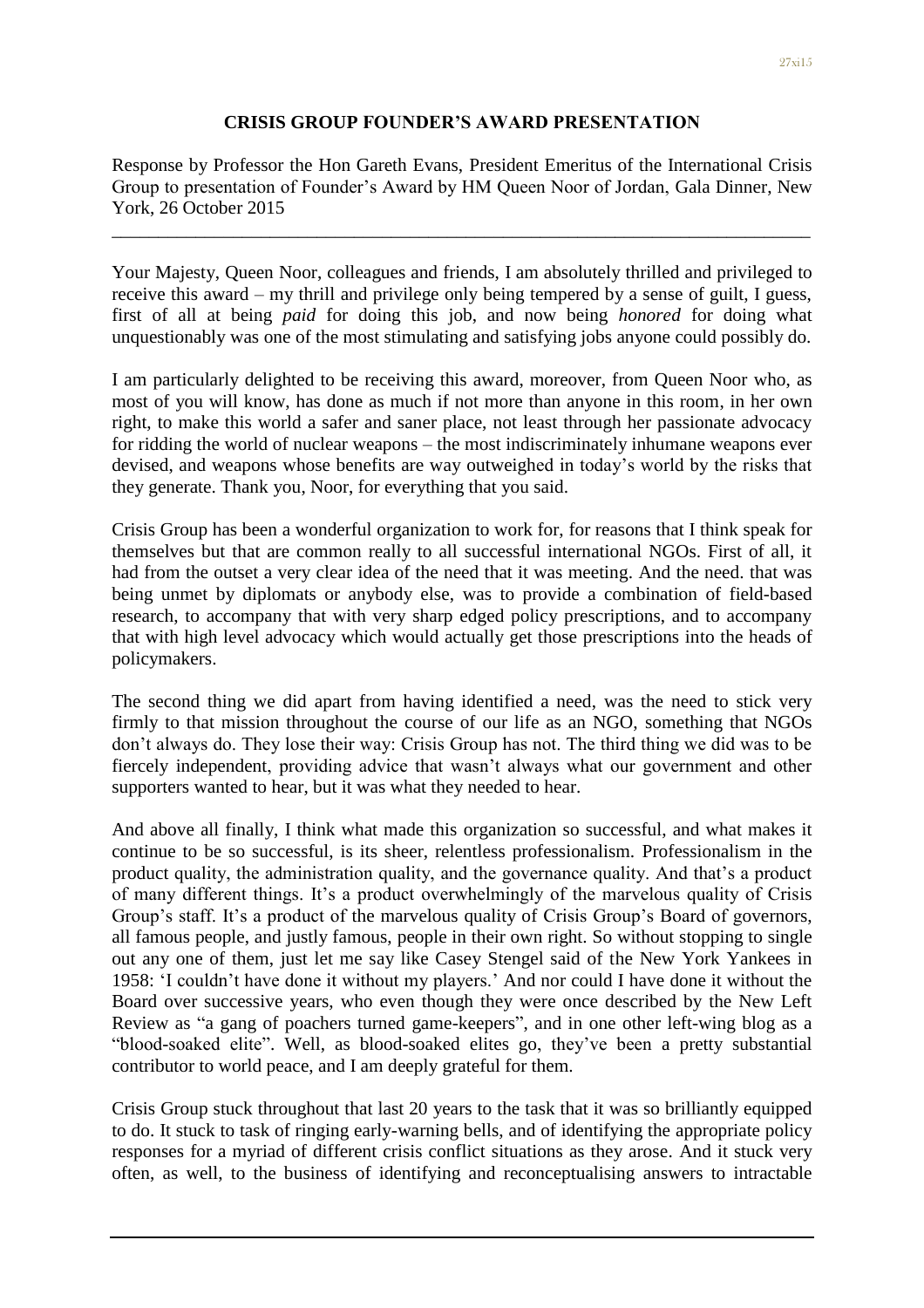## CRISIS GROUP FOUNDER'S AWARD PRESENTATION

Response by Professor the Hon Gareth Evans, President Emeritus of the International Crisis Group to presentation of Founder's Award by HM Queen Noor of Jordan, Gala Dinner, New York, 26 October 2015

---

Your Majesty, Queen Noor, colleagues and friends, I am absolutely thrilled and privileged to receive this award – my thrill and privilege only being tempered by a sense of guilt, I guess, first of all at being *paid* for doing this job, and now being *honored* for doing what unquestionably was one of the most stimulating and satisfying jobs anyone could possibly do.

I am particularly delighted to be receiving this award, moreover, from Queen Noor who, as most of you will know, has done as much if not more than anyone in this room, in her own right, to make this world a safer and saner place, not least through her passionate advocacy for ridding the world of nuclear weapons – the most indiscriminately inhumane weapons ever devised, and weapons whose benefits are way outweighed in today's world by the risks that they generate. Thank you, Noor, for everything that you said.

Crisis Group has been a wonderful organization to work for, for reasons that I think speak for themselves but that are common really to all successful international NGOs. First of all, it had from the outset a very clear idea of the need that it was meeting. And the need. that was being unmet by diplomats or anybody else, was to provide a combination of field-based research, to accompany that with very sharp edged policy prescriptions, and to accompany that with high level advocacy which would actually get those prescriptions into the heads of policymakers.

The second thing we did apart from having identified a need, was the need to stick very firmly to that mission throughout the course of our life as an NGO, something that NGOs don't always do. They lose their way: Crisis Group has not. The third thing we did was to be fiercely independent, providing advice that wasn't always what our government and other supporters wanted to hear, but it was what they needed to hear.

And above all finally, I think what made this organization so successful, and what makes it continue to be so successful, is its sheer, relentless professionalism. Professionalism in the product quality, the administration quality, and the governance quality. And that's a product of many different things. It's a product overwhelmingly of the marvelous quality of Crisis Group's staff. It's a product of the marvelous quality of Crisis Group's Board of governors, all famous people, and justly famous, people in their own right. So without stopping to single out any one of them, just let me say like Casey Stengel said of the New York Yankees in 1958: 'I couldn't have done it without my players.' And nor could I have done it without the Board over successive years, who even though they were once described by the New Left Review as "a gang of poachers turned game-keepers", and in one other left-wing blog as a "blood-soaked elite". Well, as blood-soaked elites go, they've been a pretty substantial contributor to world peace, and I am deeply grateful for them.

Crisis Group stuck throughout that last 20 years to the task that it was so brilliantly equipped to do. It stuck to task of ringing early-warning bells, and of identifying the appropriate policy responses for a myriad of different crisis conflict situations as they arose. And it stuck very often, as well, to the business of identifying and reconceptualising answers to intractable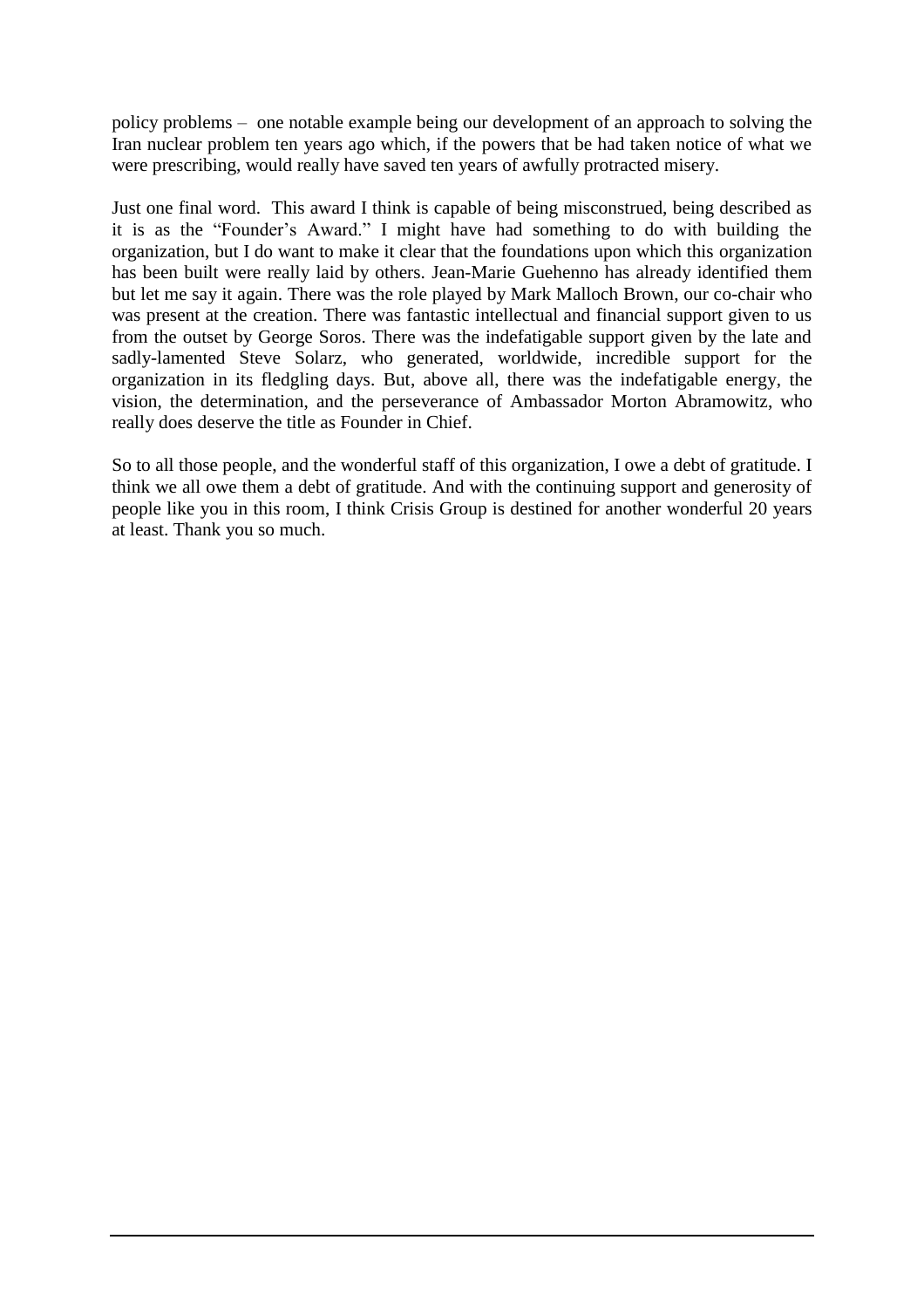policy problems – one notable example being our development of an approach to solving the Iran nuclear problem ten years ago which, if the powers that be had taken notice of what we were prescribing, would really have saved ten years of awfully protracted misery.

Just one final word. This award I think is capable of being misconstrued, being described as it is as the "Founder's Award." I might have had something to do with building the organization, but I do want to make it clear that the foundations upon which this organization has been built were really laid by others. Jean-Marie Guehenno has already identified them but let me say it again. There was the role played by Mark Malloch Brown, our co-chair who was present at the creation. There was fantastic intellectual and financial support given to us from the outset by George Soros. There was the indefatigable support given by the late and sadly-lamented Steve Solarz, who generated, worldwide, incredible support for the organization in its fledgling days. But, above all, there was the indefatigable energy, the vision, the determination, and the perseverance of Ambassador Morton Abramowitz, who really does deserve the title as Founder in Chief.

So to all those people, and the wonderful staff of this organization, I owe a debt of gratitude. I think we all owe them a debt of gratitude. And with the continuing support and generosity of people like you in this room, I think Crisis Group is destined for another wonderful 20 years at least. Thank you so much.